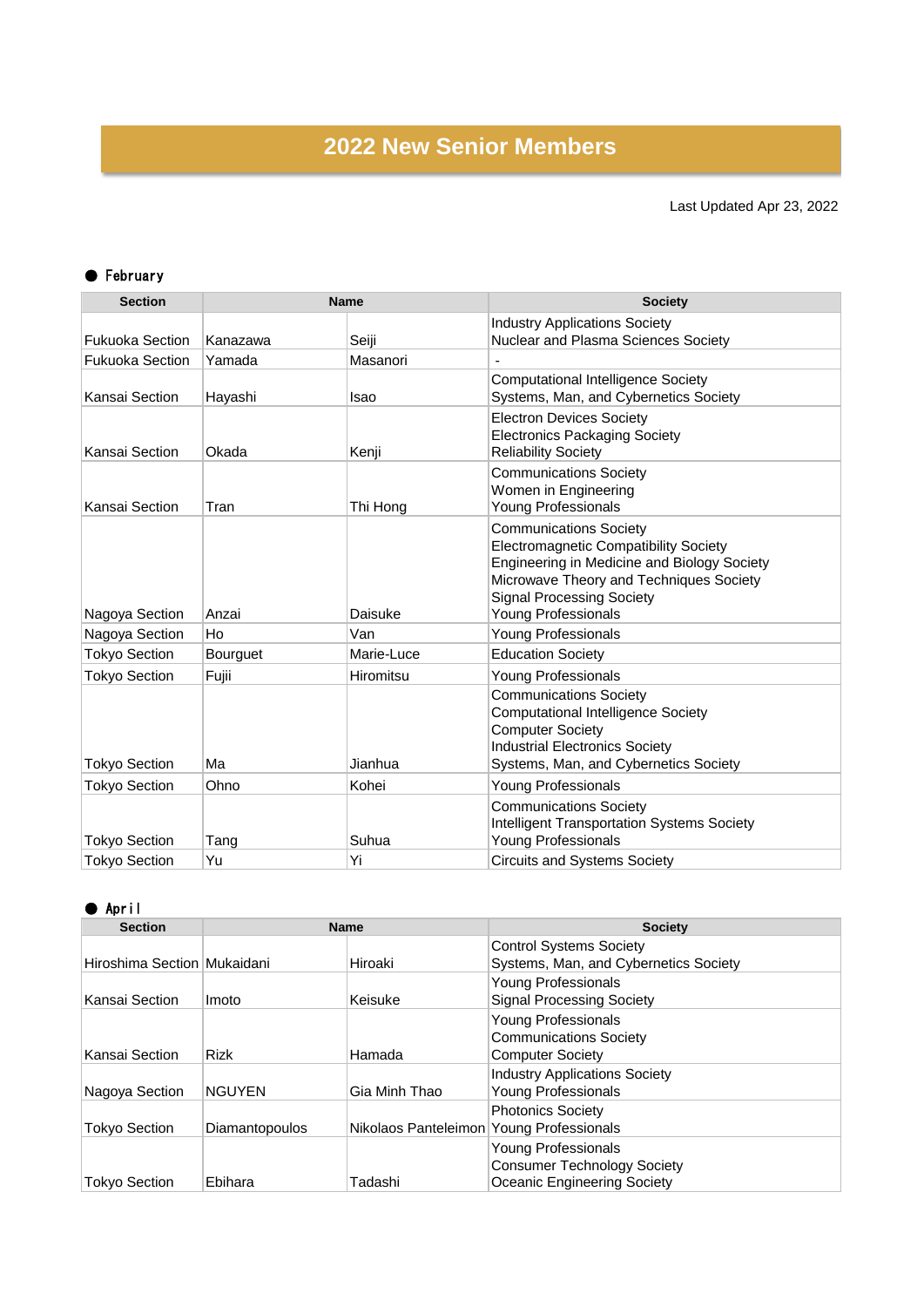# 2022 New Senior Members

Last Updated Apr 23, 2022

● February

| Section | Name | | Society |
|---|---|---|---|
| Fukuoka Section | Kanazawa | Seiji | Industry Applications Society<br>Nuclear and Plasma Sciences Society |
| Fukuoka Section | Yamada | Masanori | - |
| Kansai Section | Hayashi | Isao | Computational Intelligence Society<br>Systems, Man, and Cybernetics Society |
| Kansai Section | Okada | Kenji | Electron Devices Society<br>Electronics Packaging Society<br>Reliability Society |
| Kansai Section | Tran | Thi Hong | Communications Society<br>Women in Engineering<br>Young Professionals |
| Nagoya Section | Anzai | Daisuke | Communications Society<br>Electromagnetic Compatibility Society<br>Engineering in Medicine and Biology Society<br>Microwave Theory and Techniques Society<br>Signal Processing Society<br>Young Professionals |
| Nagoya Section | Ho | Van | Young Professionals |
| Tokyo Section | Bourguet | Marie-Luce | Education Society |
| Tokyo Section | Fujii | Hiromitsu | Young Professionals |
| Tokyo Section | Ma | Jianhua | Communications Society<br>Computational Intelligence Society<br>Computer Society<br>Industrial Electronics Society<br>Systems, Man, and Cybernetics Society |
| Tokyo Section | Ohno | Kohei | Young Professionals |
| Tokyo Section | Tang | Suhua | Communications Society<br>Intelligent Transportation Systems Society<br>Young Professionals |
| Tokyo Section | Yu | Yi | Circuits and Systems Society |

● April

| Section | Name | | Society |
|---|---|---|---|
| Hiroshima Section | Mukaidani | Hiroaki | Control Systems Society<br>Systems, Man, and Cybernetics Society |
| Kansai Section | Imoto | Keisuke | Young Professionals<br>Signal Processing Society |
| Kansai Section | Rizk | Hamada | Young Professionals<br>Communications Society<br>Computer Society |
| Nagoya Section | NGUYEN | Gia Minh Thao | Industry Applications Society<br>Young Professionals |
| Tokyo Section | Diamantopoulos | Nikolaos Panteleimon | Photonics Society<br>Young Professionals |
| Tokyo Section | Ebihara | Tadashi | Young Professionals<br>Consumer Technology Society<br>Oceanic Engineering Society |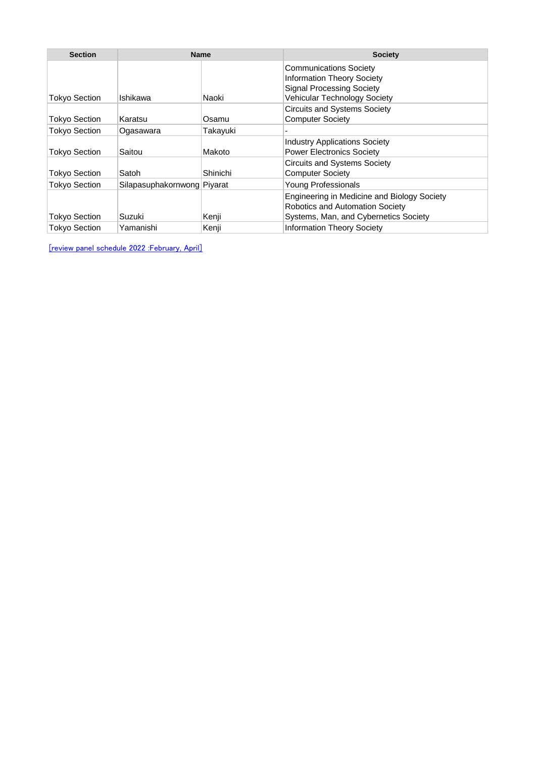| Section | Name | | Society |
|---|---|---|---|
| Tokyo Section | Ishikawa | Naoki | Communications Society<br>Information Theory Society<br>Signal Processing Society<br>Vehicular Technology Society |
| Tokyo Section | Karatsu | Osamu | Circuits and Systems Society<br>Computer Society |
| Tokyo Section | Ogasawara | Takayuki | - |
| Tokyo Section | Saitou | Makoto | Industry Applications Society<br>Power Electronics Society |
| Tokyo Section | Satoh | Shinichi | Circuits and Systems Society<br>Computer Society |
| Tokyo Section | Silapasuphakornwong | Piyarat | Young Professionals |
| Tokyo Section | Suzuki | Kenji | Engineering in Medicine and Biology Society<br>Robotics and Automation Society<br>Systems, Man, and Cybernetics Society |
| Tokyo Section | Yamanishi | Kenji | Information Theory Society |

[review panel schedule 2022 :February, April]